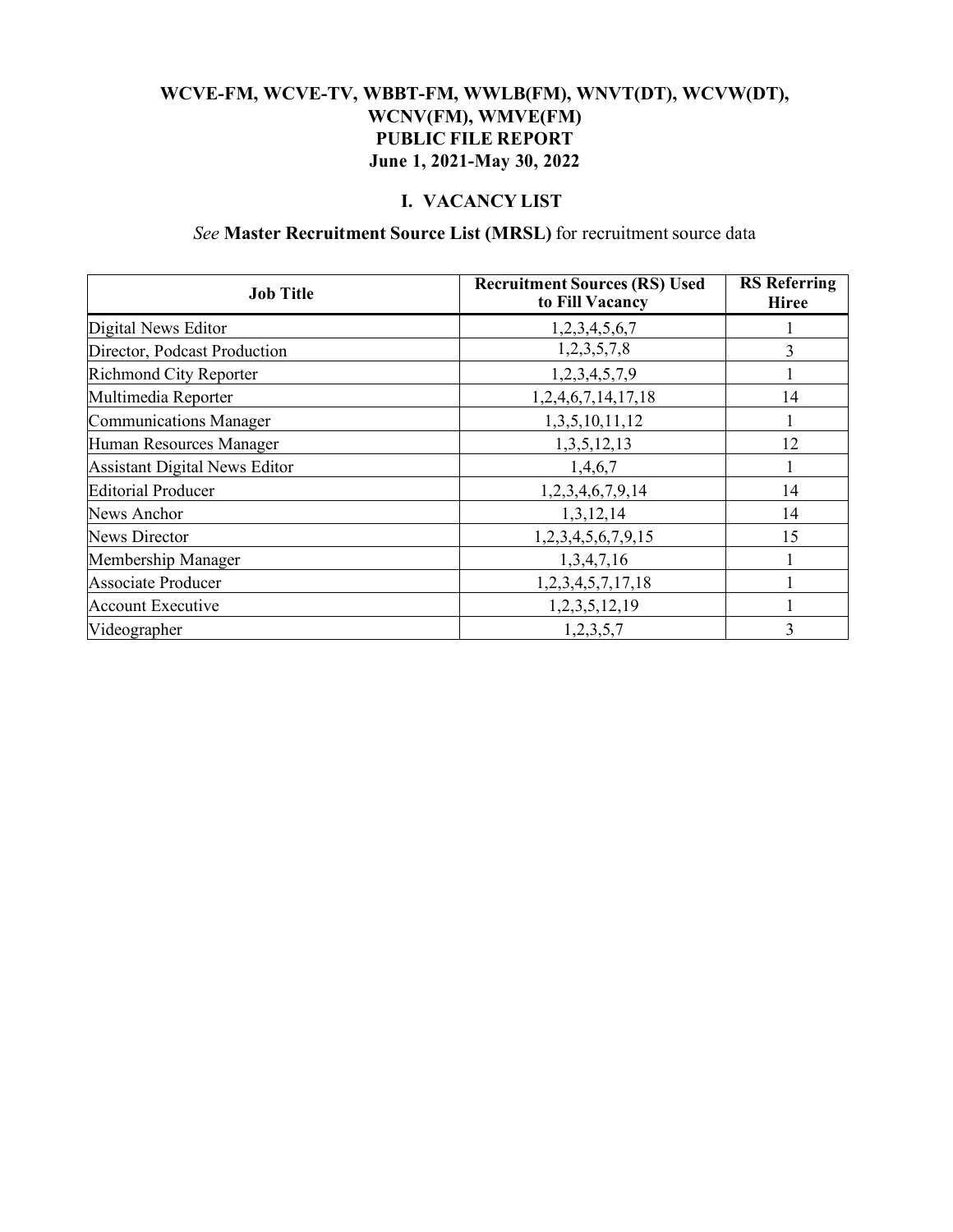# WCVE-FM, WCVE-TV, WBBT-FM, WWLB(FM), WNVT(DT), WCVW(DT), WCNV(FM), WMVE(FM)
# PUBLIC FILE REPORT
# June 1, 2021-May 30, 2022

## I. VACANCY LIST

*See* **Master Recruitment Source List (MRSL)** for recruitment source data

| Job Title | Recruitment Sources (RS) Used to Fill Vacancy | RS Referring Hiree |
|---|---|---|
| Digital News Editor | 1,2,3,4,5,6,7 | 1 |
| Director, Podcast Production | 1,2,3,5,7,8 | 3 |
| Richmond City Reporter | 1,2,3,4,5,7,9 | 1 |
| Multimedia Reporter | 1,2,4,6,7,14,17,18 | 14 |
| Communications Manager | 1,3,5,10,11,12 | 1 |
| Human Resources Manager | 1,3,5,12,13 | 12 |
| Assistant Digital News Editor | 1,4,6,7 | 1 |
| Editorial Producer | 1,2,3,4,6,7,9,14 | 14 |
| News Anchor | 1,3,12,14 | 14 |
| News Director | 1,2,3,4,5,6,7,9,15 | 15 |
| Membership Manager | 1,3,4,7,16 | 1 |
| Associate Producer | 1,2,3,4,5,7,17,18 | 1 |
| Account Executive | 1,2,3,5,12,19 | 1 |
| Videographer | 1,2,3,5,7 | 3 |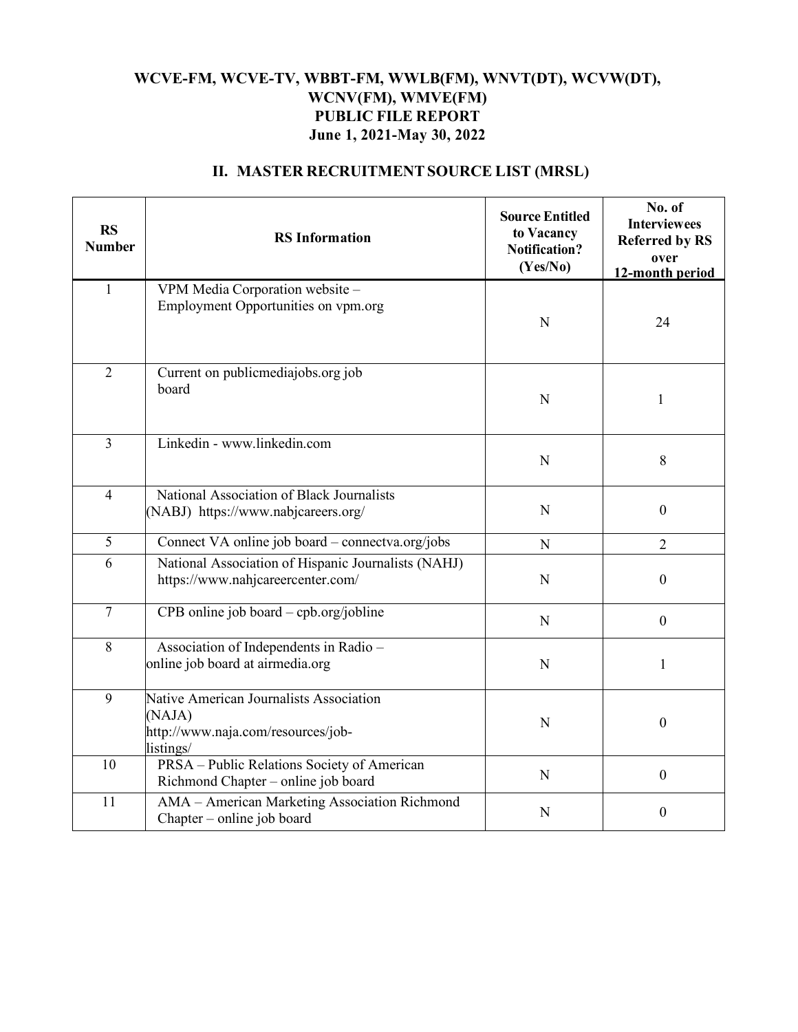**WCVE-FM, WCVE-TV, WBBT-FM, WWLB(FM), WNVT(DT), WCVW(DT), WCNV(FM), WMVE(FM)**
**PUBLIC FILE REPORT**
**June 1, 2021-May 30, 2022**

## II. MASTER RECRUITMENT SOURCE LIST (MRSL)

| RS Number | RS Information | Source Entitled to Vacancy Notification? (Yes/No) | No. of Interviewees Referred by RS over 12-month period |
|---|---|---|---|
| 1 | VPM Media Corporation website – Employment Opportunities on vpm.org | N | 24 |
| 2 | Current on publicmediajobs.org job board | N | 1 |
| 3 | Linkedin - www.linkedin.com | N | 8 |
| 4 | National Association of Black Journalists (NABJ) https://www.nabjcareers.org/ | N | 0 |
| 5 | Connect VA online job board – connectva.org/jobs | N | 2 |
| 6 | National Association of Hispanic Journalists (NAHJ) https://www.nahjcareercenter.com/ | N | 0 |
| 7 | CPB online job board – cpb.org/jobline | N | 0 |
| 8 | Association of Independents in Radio – online job board at airmedia.org | N | 1 |
| 9 | Native American Journalists Association (NAJA) http://www.naja.com/resources/job-listings/ | N | 0 |
| 10 | PRSA – Public Relations Society of American Richmond Chapter – online job board | N | 0 |
| 11 | AMA – American Marketing Association Richmond Chapter – online job board | N | 0 |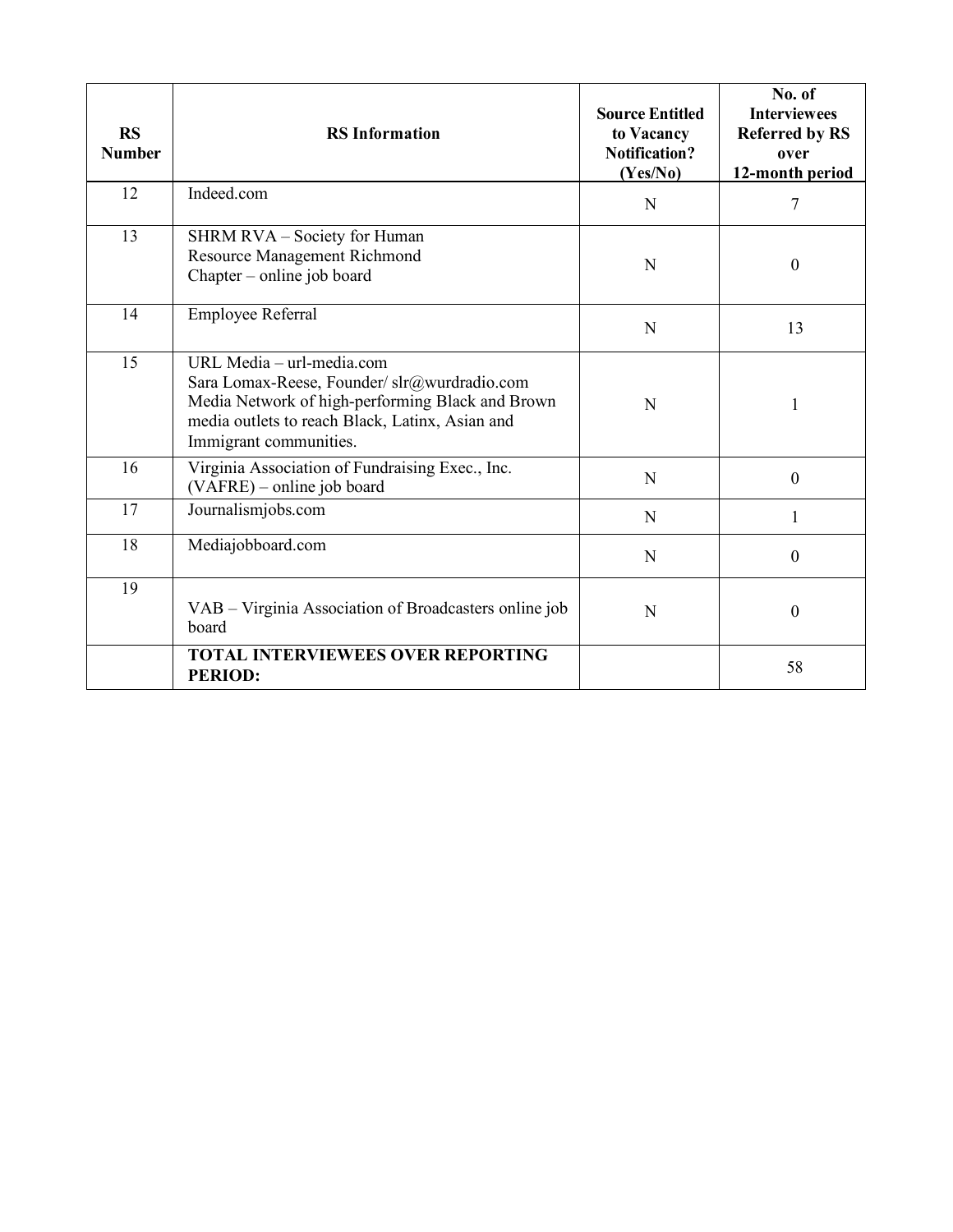| RS Number | RS Information | Source Entitled to Vacancy Notification? (Yes/No) | No. of Interviewees Referred by RS over 12-month period |
|---|---|---|---|
| 12 | Indeed.com | N | 7 |
| 13 | SHRM RVA – Society for Human Resource Management Richmond Chapter – online job board | N | 0 |
| 14 | Employee Referral | N | 13 |
| 15 | URL Media – url-media.com<br>Sara Lomax-Reese, Founder/ slr@wurdradio.com<br>Media Network of high-performing Black and Brown media outlets to reach Black, Latinx, Asian and Immigrant communities. | N | 1 |
| 16 | Virginia Association of Fundraising Exec., Inc. (VAFRE) – online job board | N | 0 |
| 17 | Journalismjobs.com | N | 1 |
| 18 | Mediajobboard.com | N | 0 |
| 19 | VAB – Virginia Association of Broadcasters online job board | N | 0 |
| | **TOTAL INTERVIEWEES OVER REPORTING PERIOD:** | | 58 |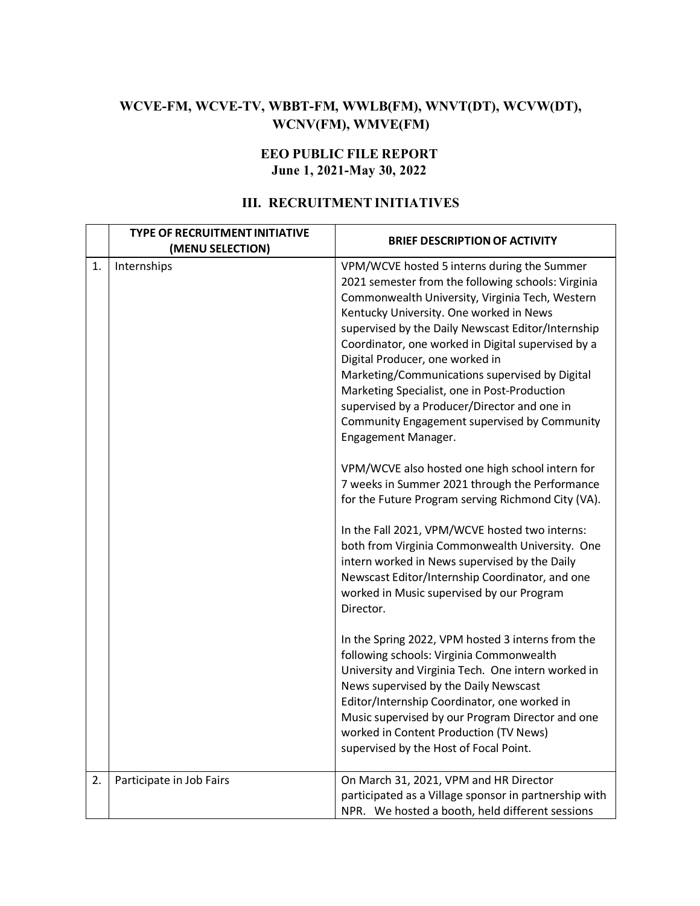## WCVE-FM, WCVE-TV, WBBT-FM, WWLB(FM), WNVT(DT), WCVW(DT), WCNV(FM), WMVE(FM)

### EEO PUBLIC FILE REPORT
### June 1, 2021-May 30, 2022

### III. RECRUITMENT INITIATIVES

| | TYPE OF RECRUITMENT INITIATIVE (MENU SELECTION) | BRIEF DESCRIPTION OF ACTIVITY |
|---|---|---|
| 1. | Internships | VPM/WCVE hosted 5 interns during the Summer 2021 semester from the following schools: Virginia Commonwealth University, Virginia Tech, Western Kentucky University. One worked in News supervised by the Daily Newscast Editor/Internship Coordinator, one worked in Digital supervised by a Digital Producer, one worked in Marketing/Communications supervised by Digital Marketing Specialist, one in Post-Production supervised by a Producer/Director and one in Community Engagement supervised by Community Engagement Manager.<br><br>VPM/WCVE also hosted one high school intern for 7 weeks in Summer 2021 through the Performance for the Future Program serving Richmond City (VA).<br><br>In the Fall 2021, VPM/WCVE hosted two interns: both from Virginia Commonwealth University. One intern worked in News supervised by the Daily Newscast Editor/Internship Coordinator, and one worked in Music supervised by our Program Director.<br><br>In the Spring 2022, VPM hosted 3 interns from the following schools: Virginia Commonwealth University and Virginia Tech. One intern worked in News supervised by the Daily Newscast Editor/Internship Coordinator, one worked in Music supervised by our Program Director and one worked in Content Production (TV News) supervised by the Host of Focal Point. |
| 2. | Participate in Job Fairs | On March 31, 2021, VPM and HR Director participated as a Village sponsor in partnership with NPR. We hosted a booth, held different sessions |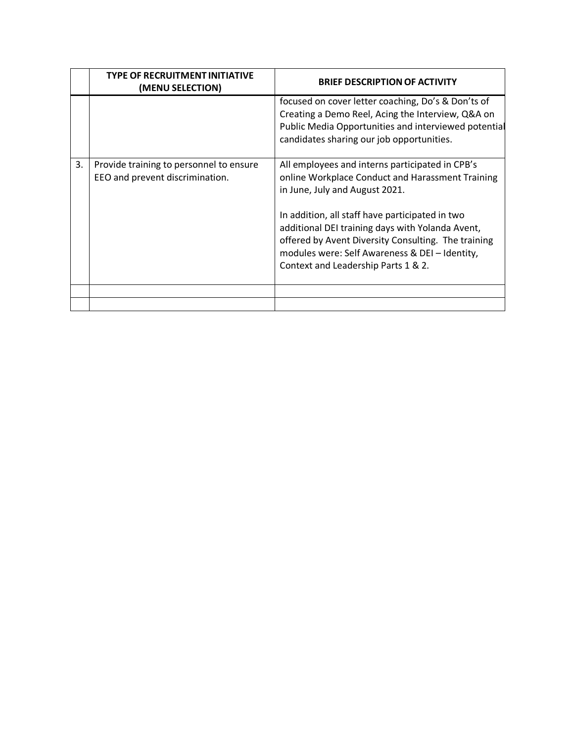| | TYPE OF RECRUITMENT INITIATIVE (MENU SELECTION) | BRIEF DESCRIPTION OF ACTIVITY |
|---|---|---|
| | | focused on cover letter coaching, Do's & Don'ts of Creating a Demo Reel, Acing the Interview, Q&A on Public Media Opportunities and interviewed potential candidates sharing our job opportunities. |
| 3. | Provide training to personnel to ensure EEO and prevent discrimination. | All employees and interns participated in CPB's online Workplace Conduct and Harassment Training in June, July and August 2021.<br><br>In addition, all staff have participated in two additional DEI training days with Yolanda Avent, offered by Avent Diversity Consulting. The training modules were: Self Awareness & DEI – Identity, Context and Leadership Parts 1 & 2. |
| | | |
| | | |